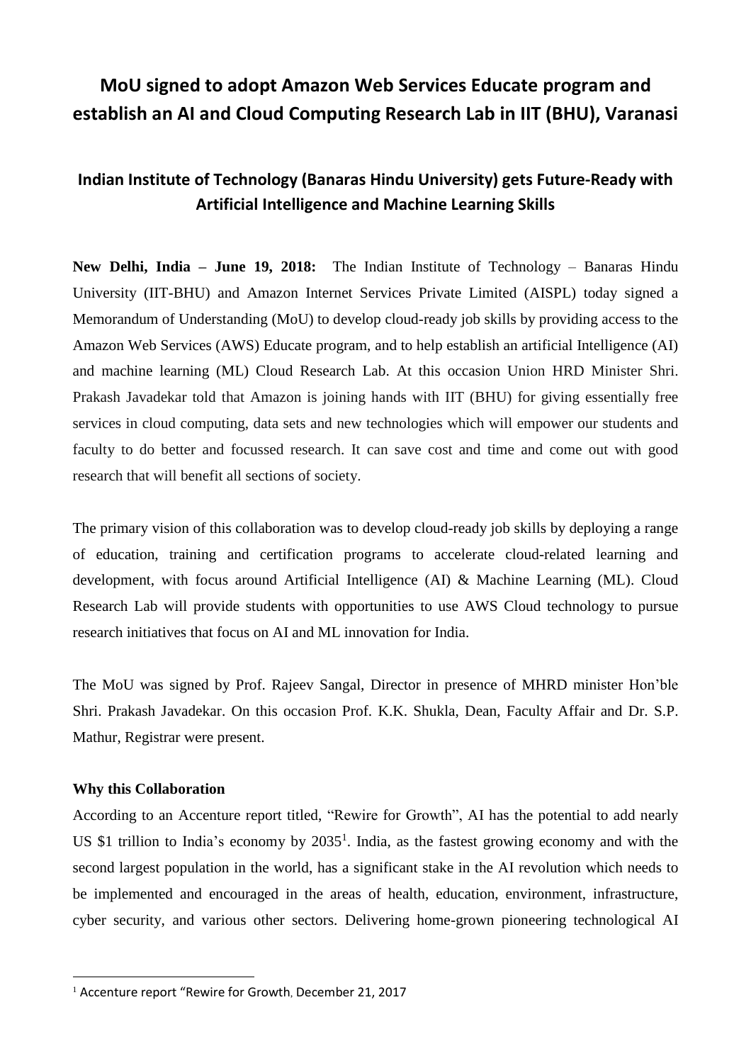# MoU signed to adopt Amazon Web Services Educate program and establish an AI and Cloud Computing Research Lab in IIT (BHU), Varanasi

## Indian Institute of Technology (Banaras Hindu University) gets Future-Ready with Artificial Intelligence and Machine Learning Skills

**New Delhi, India – June 19, 2018:** The Indian Institute of Technology – Banaras Hindu University (IIT-BHU) and Amazon Internet Services Private Limited (AISPL) today signed a Memorandum of Understanding (MoU) to develop cloud-ready job skills by providing access to the Amazon Web Services (AWS) Educate program, and to help establish an artificial Intelligence (AI) and machine learning (ML) Cloud Research Lab. At this occasion Union HRD Minister Shri. Prakash Javadekar told that Amazon is joining hands with IIT (BHU) for giving essentially free services in cloud computing, data sets and new technologies which will empower our students and faculty to do better and focussed research. It can save cost and time and come out with good research that will benefit all sections of society.

The primary vision of this collaboration was to develop cloud-ready job skills by deploying a range of education, training and certification programs to accelerate cloud-related learning and development, with focus around Artificial Intelligence (AI) & Machine Learning (ML). Cloud Research Lab will provide students with opportunities to use AWS Cloud technology to pursue research initiatives that focus on AI and ML innovation for India.

The MoU was signed by Prof. Rajeev Sangal, Director in presence of MHRD minister Hon'ble Shri. Prakash Javadekar. On this occasion Prof. K.K. Shukla, Dean, Faculty Affair and Dr. S.P. Mathur, Registrar were present.

**Why this Collaboration**

According to an Accenture report titled, "Rewire for Growth", AI has the potential to add nearly US $1 trillion to India's economy by 2035[1]. India, as the fastest growing economy and with the second largest population in the world, has a significant stake in the AI revolution which needs to be implemented and encouraged in the areas of health, education, environment, infrastructure, cyber security, and various other sectors. Delivering home-grown pioneering technological AI

[1] Accenture report "Rewire for Growth, December 21, 2017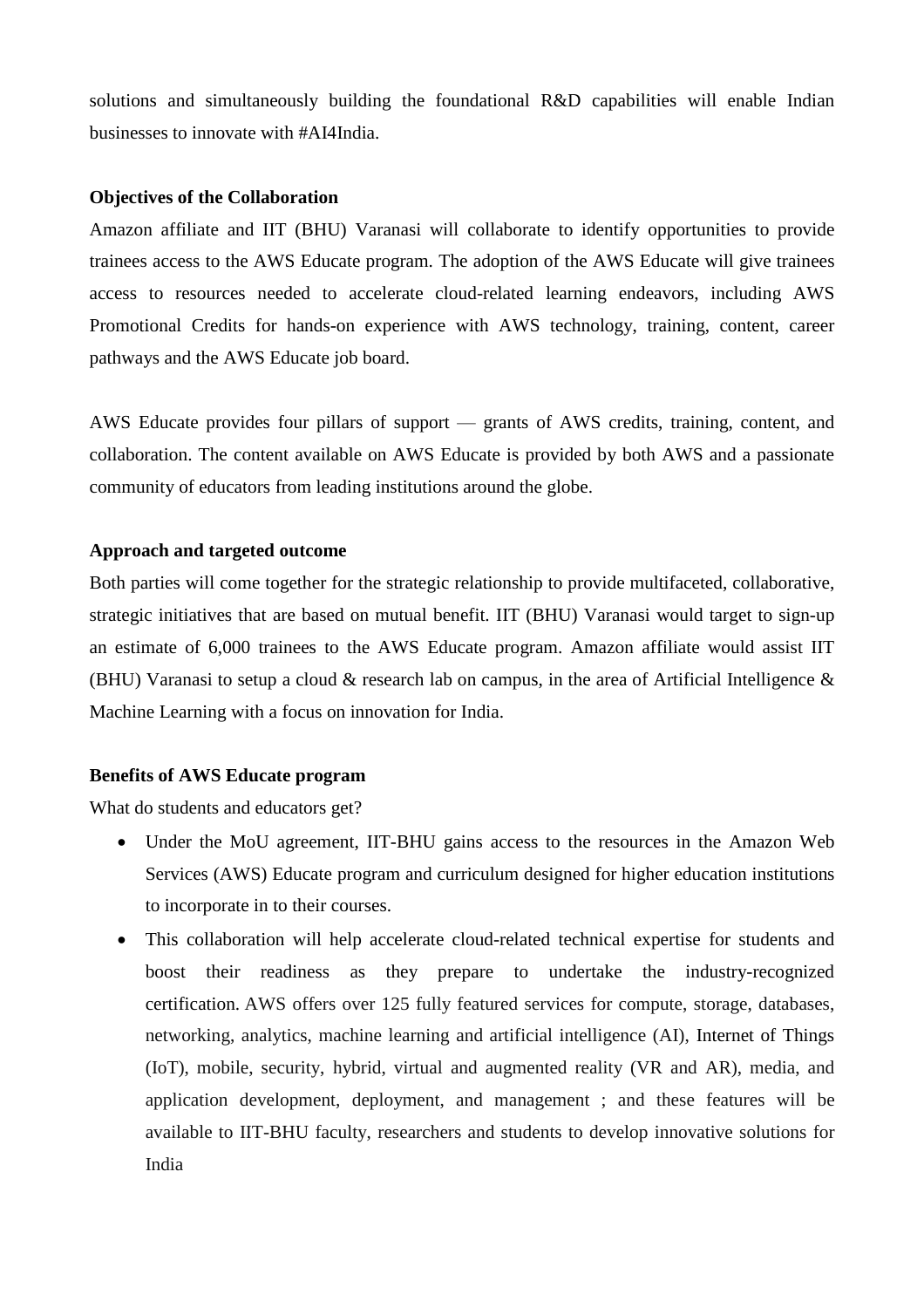solutions and simultaneously building the foundational R&D capabilities will enable Indian businesses to innovate with #AI4India.

**Objectives of the Collaboration**

Amazon affiliate and IIT (BHU) Varanasi will collaborate to identify opportunities to provide trainees access to the AWS Educate program. The adoption of the AWS Educate will give trainees access to resources needed to accelerate cloud-related learning endeavors, including AWS Promotional Credits for hands-on experience with AWS technology, training, content, career pathways and the AWS Educate job board.

AWS Educate provides four pillars of support — grants of AWS credits, training, content, and collaboration. The content available on AWS Educate is provided by both AWS and a passionate community of educators from leading institutions around the globe.

**Approach and targeted outcome**

Both parties will come together for the strategic relationship to provide multifaceted, collaborative, strategic initiatives that are based on mutual benefit. IIT (BHU) Varanasi would target to sign-up an estimate of 6,000 trainees to the AWS Educate program. Amazon affiliate would assist IIT (BHU) Varanasi to setup a cloud & research lab on campus, in the area of Artificial Intelligence & Machine Learning with a focus on innovation for India.

**Benefits of AWS Educate program**

What do students and educators get?

- Under the MoU agreement, IIT-BHU gains access to the resources in the Amazon Web Services (AWS) Educate program and curriculum designed for higher education institutions to incorporate in to their courses.
- This collaboration will help accelerate cloud-related technical expertise for students and boost their readiness as they prepare to undertake the industry-recognized certification. AWS offers over 125 fully featured services for compute, storage, databases, networking, analytics, machine learning and artificial intelligence (AI), Internet of Things (IoT), mobile, security, hybrid, virtual and augmented reality (VR and AR), media, and application development, deployment, and management ; and these features will be available to IIT-BHU faculty, researchers and students to develop innovative solutions for India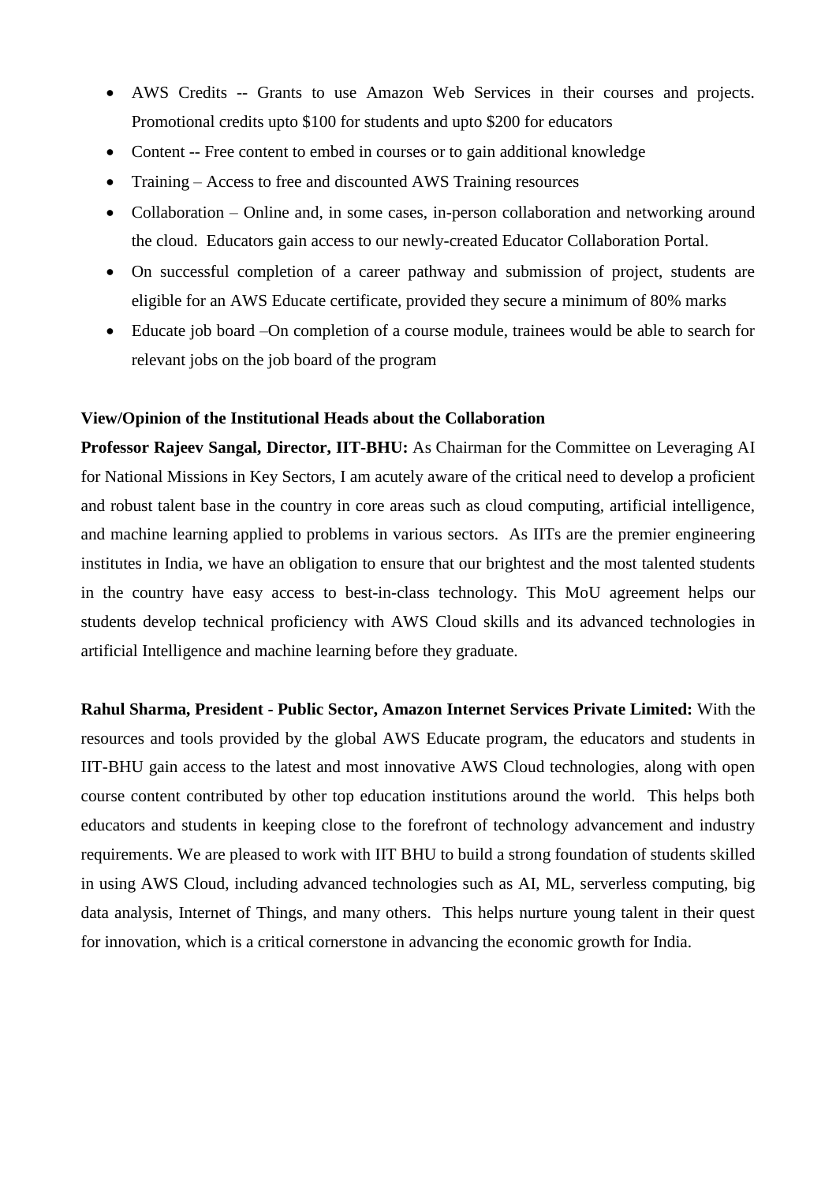- AWS Credits -- Grants to use Amazon Web Services in their courses and projects. Promotional credits upto $100 for students and upto $200 for educators
- Content -- Free content to embed in courses or to gain additional knowledge
- Training – Access to free and discounted AWS Training resources
- Collaboration – Online and, in some cases, in-person collaboration and networking around the cloud. Educators gain access to our newly-created Educator Collaboration Portal.
- On successful completion of a career pathway and submission of project, students are eligible for an AWS Educate certificate, provided they secure a minimum of 80% marks
- Educate job board –On completion of a course module, trainees would be able to search for relevant jobs on the job board of the program

**View/Opinion of the Institutional Heads about the Collaboration**

**Professor Rajeev Sangal, Director, IIT-BHU:** As Chairman for the Committee on Leveraging AI for National Missions in Key Sectors, I am acutely aware of the critical need to develop a proficient and robust talent base in the country in core areas such as cloud computing, artificial intelligence, and machine learning applied to problems in various sectors. As IITs are the premier engineering institutes in India, we have an obligation to ensure that our brightest and the most talented students in the country have easy access to best-in-class technology. This MoU agreement helps our students develop technical proficiency with AWS Cloud skills and its advanced technologies in artificial Intelligence and machine learning before they graduate.

**Rahul Sharma, President - Public Sector, Amazon Internet Services Private Limited:** With the resources and tools provided by the global AWS Educate program, the educators and students in IIT-BHU gain access to the latest and most innovative AWS Cloud technologies, along with open course content contributed by other top education institutions around the world. This helps both educators and students in keeping close to the forefront of technology advancement and industry requirements. We are pleased to work with IIT BHU to build a strong foundation of students skilled in using AWS Cloud, including advanced technologies such as AI, ML, serverless computing, big data analysis, Internet of Things, and many others. This helps nurture young talent in their quest for innovation, which is a critical cornerstone in advancing the economic growth for India.